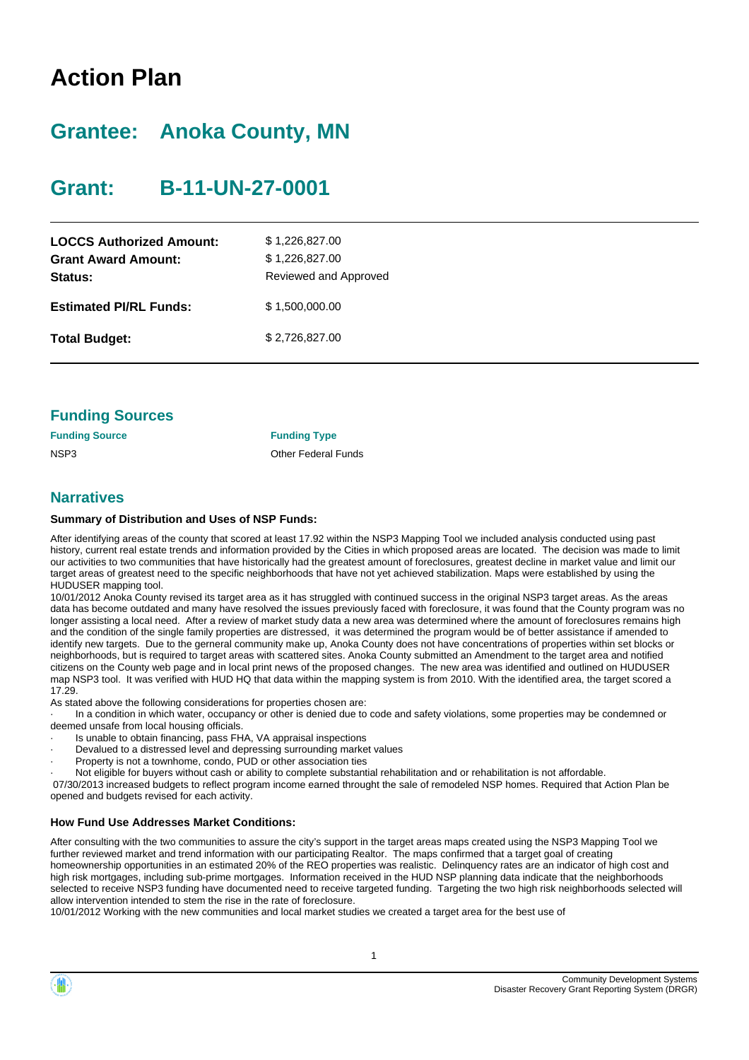# Action Plan

## Grantee: Anoka County, MN

## Grant: B-11-UN-27-0001

| | |
|---|---|
| **LOCCS Authorized Amount:** | $ 1,226,827.00 |
| **Grant Award Amount:** | $ 1,226,827.00 |
| **Status:** | Reviewed and Approved |
| **Estimated PI/RL Funds:** | $ 1,500,000.00 |
| **Total Budget:** | $ 2,726,827.00 |

## Funding Sources

| Funding Source | Funding Type |
|---|---|
| NSP3 | Other Federal Funds |

## Narratives

### Summary of Distribution and Uses of NSP Funds:

After identifying areas of the county that scored at least 17.92 within the NSP3 Mapping Tool we included analysis conducted using past history, current real estate trends and information provided by the Cities in which proposed areas are located. The decision was made to limit our activities to two communities that have historically had the greatest amount of foreclosures, greatest decline in market value and limit our target areas of greatest need to the specific neighborhoods that have not yet achieved stabilization. Maps were established by using the HUDUSER mapping tool.

10/01/2012 Anoka County revised its target area as it has struggled with continued success in the original NSP3 target areas. As the areas data has become outdated and many have resolved the issues previously faced with foreclosure, it was found that the County program was no longer assisting a local need. After a review of market study data a new area was determined where the amount of foreclosures remains high and the condition of the single family properties are distressed, it was determined the program would be of better assistance if amended to identify new targets. Due to the gerneral community make up, Anoka County does not have concentrations of properties within set blocks or neighborhoods, but is required to target areas with scattered sites. Anoka County submitted an Amendment to the target area and notified citizens on the County web page and in local print news of the proposed changes. The new area was identified and outlined on HUDUSER map NSP3 tool. It was verified with HUD HQ that data within the mapping system is from 2010. With the identified area, the target scored a 17.29.

As stated above the following considerations for properties chosen are:

- In a condition in which water, occupancy or other is denied due to code and safety violations, some properties may be condemned or deemed unsafe from local housing officials.
- Is unable to obtain financing, pass FHA, VA appraisal inspections
- Devalued to a distressed level and depressing surrounding market values
- Property is not a townhome, condo, PUD or other association ties
- Not eligible for buyers without cash or ability to complete substantial rehabilitation and or rehabilitation is not affordable.

07/30/2013 increased budgets to reflect program income earned throught the sale of remodeled NSP homes. Required that Action Plan be opened and budgets revised for each activity.

### How Fund Use Addresses Market Conditions:

After consulting with the two communities to assure the city's support in the target areas maps created using the NSP3 Mapping Tool we further reviewed market and trend information with our participating Realtor. The maps confirmed that a target goal of creating homeownership opportunities in an estimated 20% of the REO properties was realistic. Delinquency rates are an indicator of high cost and high risk mortgages, including sub-prime mortgages. Information received in the HUD NSP planning data indicate that the neighborhoods selected to receive NSP3 funding have documented need to receive targeted funding. Targeting the two high risk neighborhoods selected will allow intervention intended to stem the rise in the rate of foreclosure.

10/01/2012 Working with the new communities and local market studies we created a target area for the best use of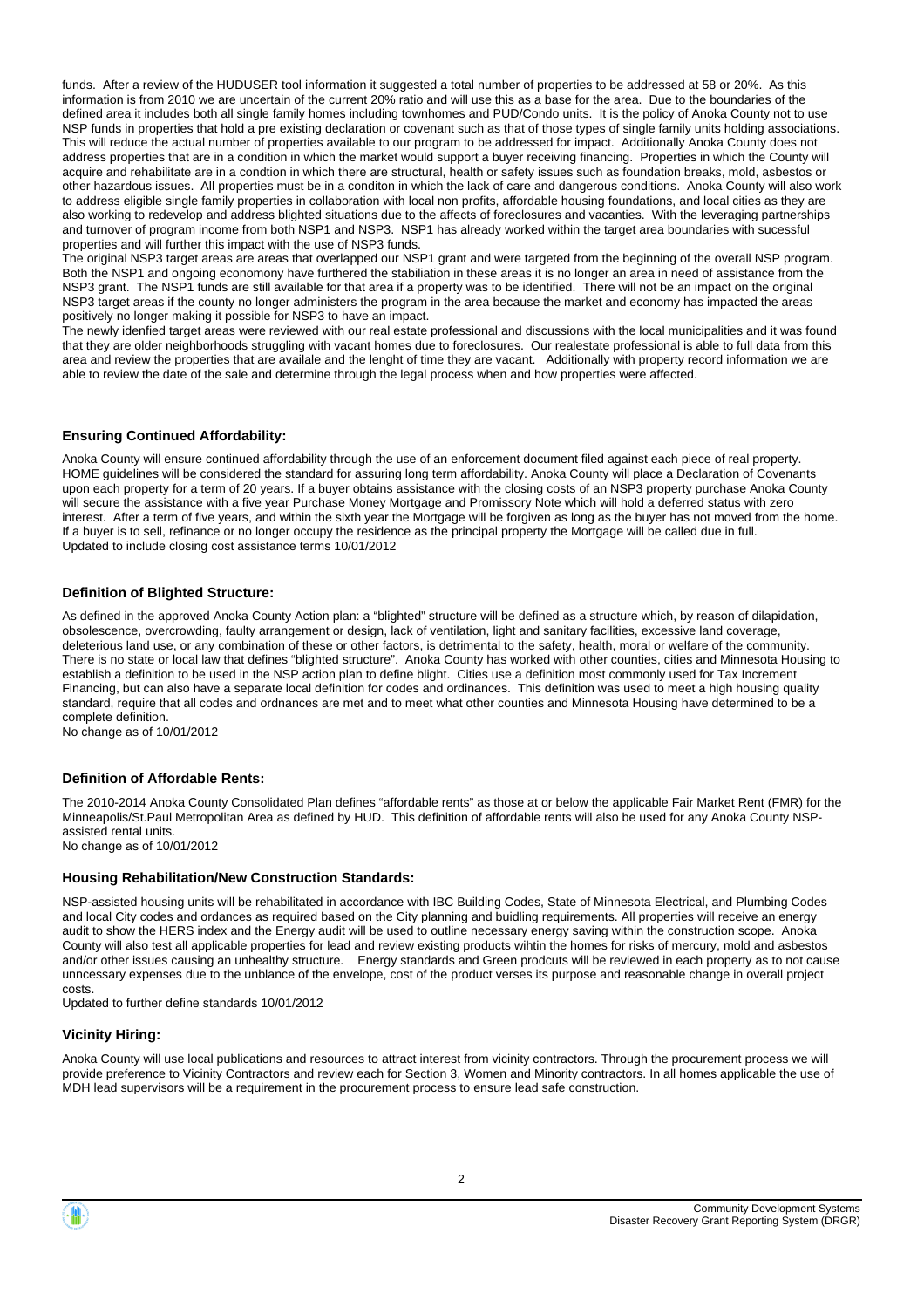funds. After a review of the HUDUSER tool information it suggested a total number of properties to be addressed at 58 or 20%. As this information is from 2010 we are uncertain of the current 20% ratio and will use this as a base for the area. Due to the boundaries of the defined area it includes both all single family homes including townhomes and PUD/Condo units. It is the policy of Anoka County not to use NSP funds in properties that hold a pre existing declaration or covenant such as that of those types of single family units holding associations. This will reduce the actual number of properties available to our program to be addressed for impact. Additionally Anoka County does not address properties that are in a condition in which the market would support a buyer receiving financing. Properties in which the County will acquire and rehabilitate are in a condtion in which there are structural, health or safety issues such as foundation breaks, mold, asbestos or other hazardous issues. All properties must be in a conditon in which the lack of care and dangerous conditions. Anoka County will also work to address eligible single family properties in collaboration with local non profits, affordable housing foundations, and local cities as they are also working to redevelop and address blighted situations due to the affects of foreclosures and vacanties. With the leveraging partnerships and turnover of program income from both NSP1 and NSP3. NSP1 has already worked within the target area boundaries with sucessful properties and will further this impact with the use of NSP3 funds.
The original NSP3 target areas are areas that overlapped our NSP1 grant and were targeted from the beginning of the overall NSP program. Both the NSP1 and ongoing economony have furthered the stabiliation in these areas it is no longer an area in need of assistance from the NSP3 grant. The NSP1 funds are still available for that area if a property was to be identified. There will not be an impact on the original NSP3 target areas if the county no longer administers the program in the area because the market and economy has impacted the areas positively no longer making it possible for NSP3 to have an impact.
The newly idenfied target areas were reviewed with our real estate professional and discussions with the local municipalities and it was found that they are older neighborhoods struggling with vacant homes due to foreclosures. Our realestate professional is able to full data from this area and review the properties that are availale and the lenght of time they are vacant. Additionally with property record information we are able to review the date of the sale and determine through the legal process when and how properties were affected.

### Ensuring Continued Affordability:

Anoka County will ensure continued affordability through the use of an enforcement document filed against each piece of real property. HOME guidelines will be considered the standard for assuring long term affordability. Anoka County will place a Declaration of Covenants upon each property for a term of 20 years. If a buyer obtains assistance with the closing costs of an NSP3 property purchase Anoka County will secure the assistance with a five year Purchase Money Mortgage and Promissory Note which will hold a deferred status with zero interest. After a term of five years, and within the sixth year the Mortgage will be forgiven as long as the buyer has not moved from the home. If a buyer is to sell, refinance or no longer occupy the residence as the principal property the Mortgage will be called due in full.
Updated to include closing cost assistance terms 10/01/2012

### Definition of Blighted Structure:

As defined in the approved Anoka County Action plan: a "blighted" structure will be defined as a structure which, by reason of dilapidation, obsolescence, overcrowding, faulty arrangement or design, lack of ventilation, light and sanitary facilities, excessive land coverage, deleterious land use, or any combination of these or other factors, is detrimental to the safety, health, moral or welfare of the community. There is no state or local law that defines "blighted structure". Anoka County has worked with other counties, cities and Minnesota Housing to establish a definition to be used in the NSP action plan to define blight. Cities use a definition most commonly used for Tax Increment Financing, but can also have a separate local definition for codes and ordinances. This definition was used to meet a high housing quality standard, require that all codes and ordnances are met and to meet what other counties and Minnesota Housing have determined to be a complete definition.
No change as of 10/01/2012

### Definition of Affordable Rents:

The 2010-2014 Anoka County Consolidated Plan defines "affordable rents" as those at or below the applicable Fair Market Rent (FMR) for the Minneapolis/St.Paul Metropolitan Area as defined by HUD. This definition of affordable rents will also be used for any Anoka County NSP-assisted rental units.
No change as of 10/01/2012

### Housing Rehabilitation/New Construction Standards:

NSP-assisted housing units will be rehabilitated in accordance with IBC Building Codes, State of Minnesota Electrical, and Plumbing Codes and local City codes and ordances as required based on the City planning and buidling requirements. All properties will receive an energy audit to show the HERS index and the Energy audit will be used to outline necessary energy saving within the construction scope. Anoka County will also test all applicable properties for lead and review existing products wihtin the homes for risks of mercury, mold and asbestos and/or other issues causing an unhealthy structure. Energy standards and Green prodcuts will be reviewed in each property as to not cause unncessary expenses due to the unblance of the envelope, cost of the product verses its purpose and reasonable change in overall project costs.
Updated to further define standards 10/01/2012

### Vicinity Hiring:

Anoka County will use local publications and resources to attract interest from vicinity contractors. Through the procurement process we will provide preference to Vicinity Contractors and review each for Section 3, Women and Minority contractors. In all homes applicable the use of MDH lead supervisors will be a requirement in the procurement process to ensure lead safe construction.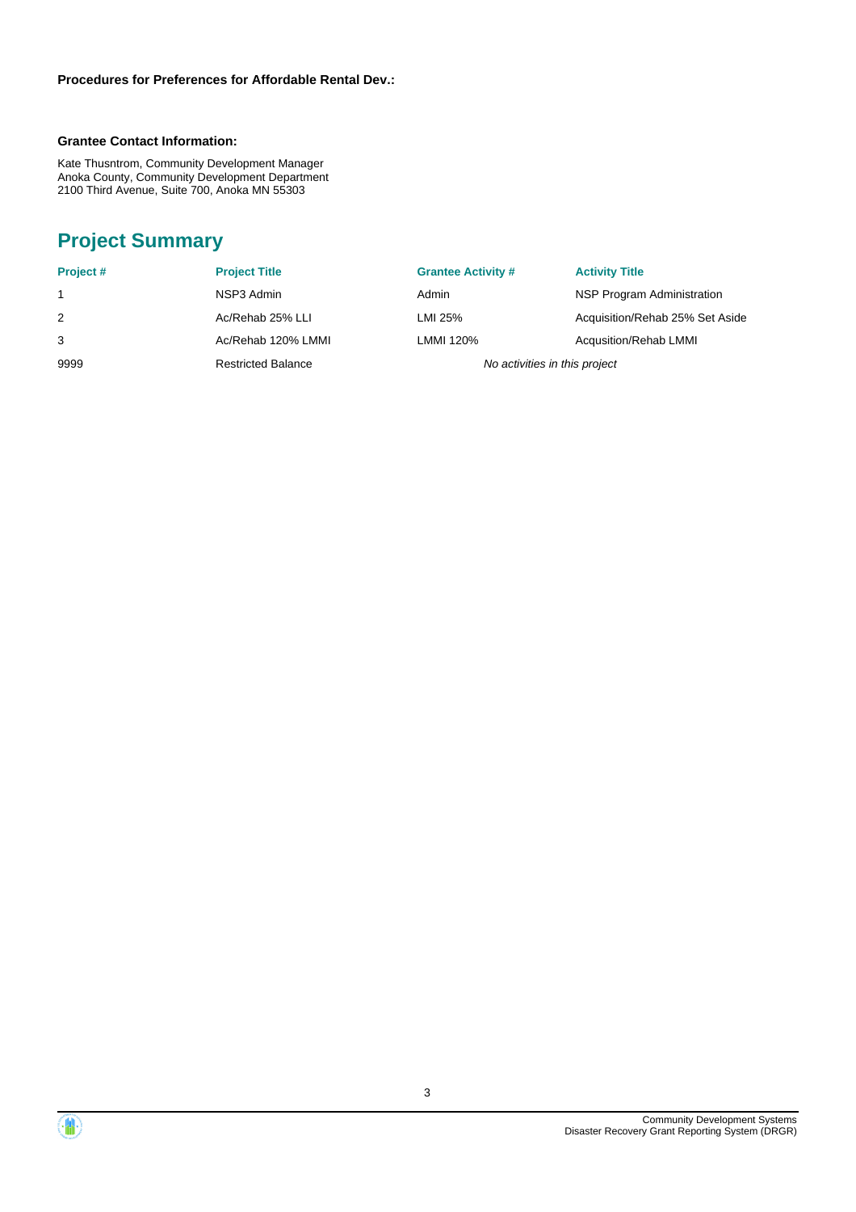**Procedures for Preferences for Affordable Rental Dev.:**

**Grantee Contact Information:**

Kate Thusntrom, Community Development Manager
Anoka County, Community Development Department
2100 Third Avenue, Suite 700, Anoka MN 55303

## Project Summary

| Project # | Project Title | Grantee Activity # | Activity Title |
|---|---|---|---|
| 1 | NSP3 Admin | Admin | NSP Program Administration |
| 2 | Ac/Rehab 25% LLI | LMI 25% | Acquisition/Rehab 25% Set Aside |
| 3 | Ac/Rehab 120% LMMI | LMMI 120% | Acqusition/Rehab LMMI |
| 9999 | Restricted Balance | *No activities in this project* | |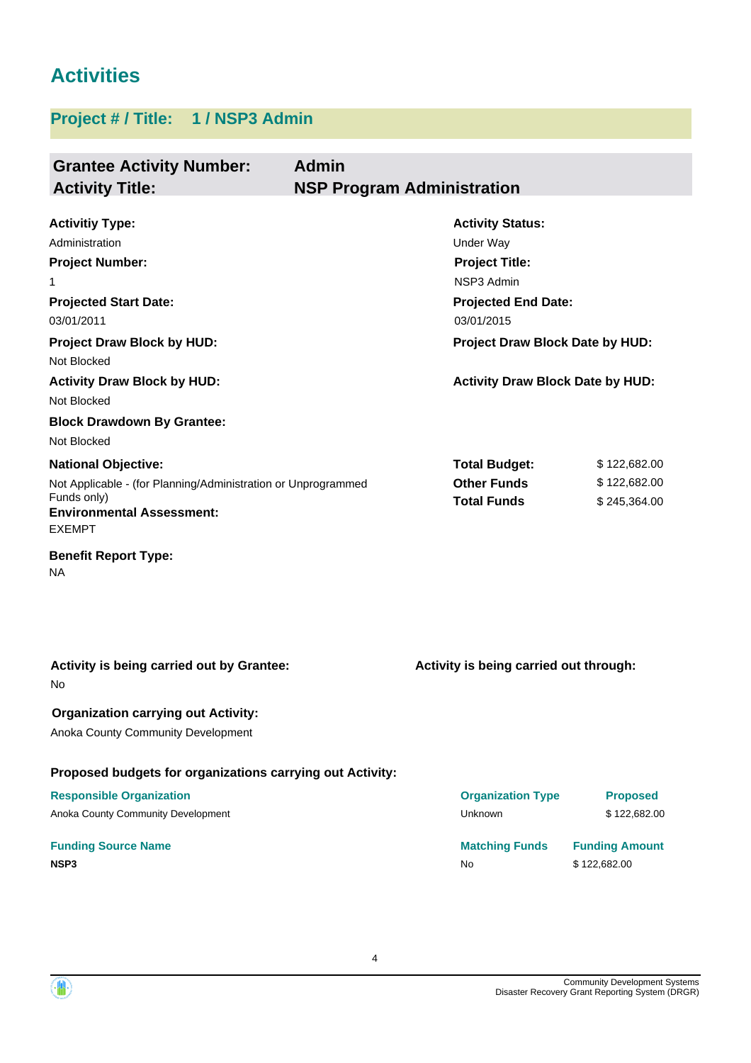# Activities

## Project # / Title: 1 / NSP3 Admin

**Grantee Activity Number:** Admin
**Activity Title:** NSP Program Administration

**Activitiy Type:**
Administration

**Activity Status:**
Under Way

**Project Number:**
1

**Project Title:**
NSP3 Admin

**Projected Start Date:**
03/01/2011

**Projected End Date:**
03/01/2015

**Project Draw Block by HUD:**
Not Blocked

**Project Draw Block Date by HUD:**

**Activity Draw Block by HUD:**
Not Blocked

**Activity Draw Block Date by HUD:**

**Block Drawdown By Grantee:**
Not Blocked

**National Objective:**
Not Applicable - (for Planning/Administration or Unprogrammed Funds only)

| | |
|---|---|
| **Total Budget:** | $ 122,682.00 |
| **Other Funds** | $ 122,682.00 |
| **Total Funds** | $ 245,364.00 |

**Environmental Assessment:**
EXEMPT

**Benefit Report Type:**
NA

**Activity is being carried out by Grantee:**
No

**Activity is being carried out through:**

**Organization carrying out Activity:**
Anoka County Community Development

**Proposed budgets for organizations carrying out Activity:**

| Responsible Organization | Organization Type | Proposed |
|---|---|---|
| Anoka County Community Development | Unknown | $ 122,682.00 |

| Funding Source Name | Matching Funds | Funding Amount |
|---|---|---|
| **NSP3** | No | $ 122,682.00 |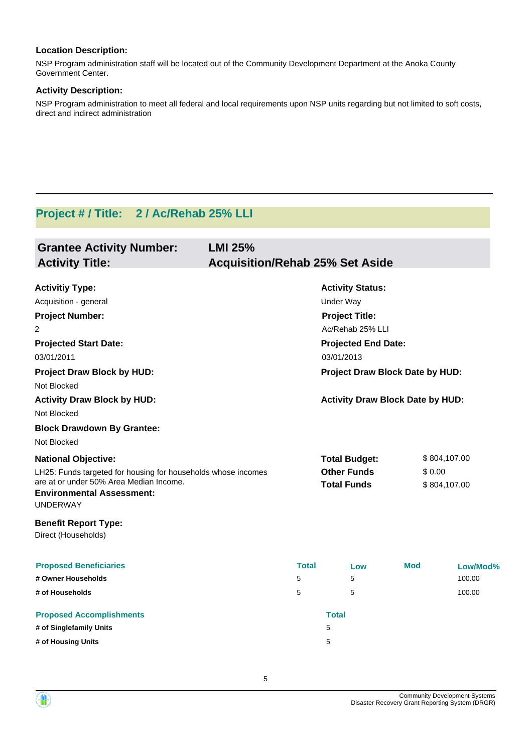**Location Description:**

NSP Program administration staff will be located out of the Community Development Department at the Anoka County Government Center.

**Activity Description:**

NSP Program administration to meet all federal and local requirements upon NSP units regarding but not limited to soft costs, direct and indirect administration

---

## Project # / Title: 2 / Ac/Rehab 25% LLI

### Grantee Activity Number: LMI 25%
### Activity Title: Acquisition/Rehab 25% Set Aside

**Activitiy Type:**
Acquisition - general

**Activity Status:**
Under Way

**Project Number:**
2

**Project Title:**
Ac/Rehab 25% LLI

**Projected Start Date:**
03/01/2011

**Projected End Date:**
03/01/2013

**Project Draw Block by HUD:**
Not Blocked

**Project Draw Block Date by HUD:**

**Activity Draw Block by HUD:**
Not Blocked

**Activity Draw Block Date by HUD:**

**Block Drawdown By Grantee:**
Not Blocked

**National Objective:**
LH25: Funds targeted for housing for households whose incomes are at or under 50% Area Median Income.

| | |
|---|---|
| **Total Budget:** | $ 804,107.00 |
| **Other Funds** | $ 0.00 |
| **Total Funds** | $ 804,107.00 |

**Environmental Assessment:**
UNDERWAY

**Benefit Report Type:**
Direct (Households)

| Proposed Beneficiaries | Total | Low | Mod | Low/Mod% |
|---|---|---|---|---|
| # Owner Households | 5 | 5 | | 100.00 |
| # of Households | 5 | 5 | | 100.00 |

| Proposed Accomplishments | Total |
|---|---|
| # of Singlefamily Units | 5 |
| # of Housing Units | 5 |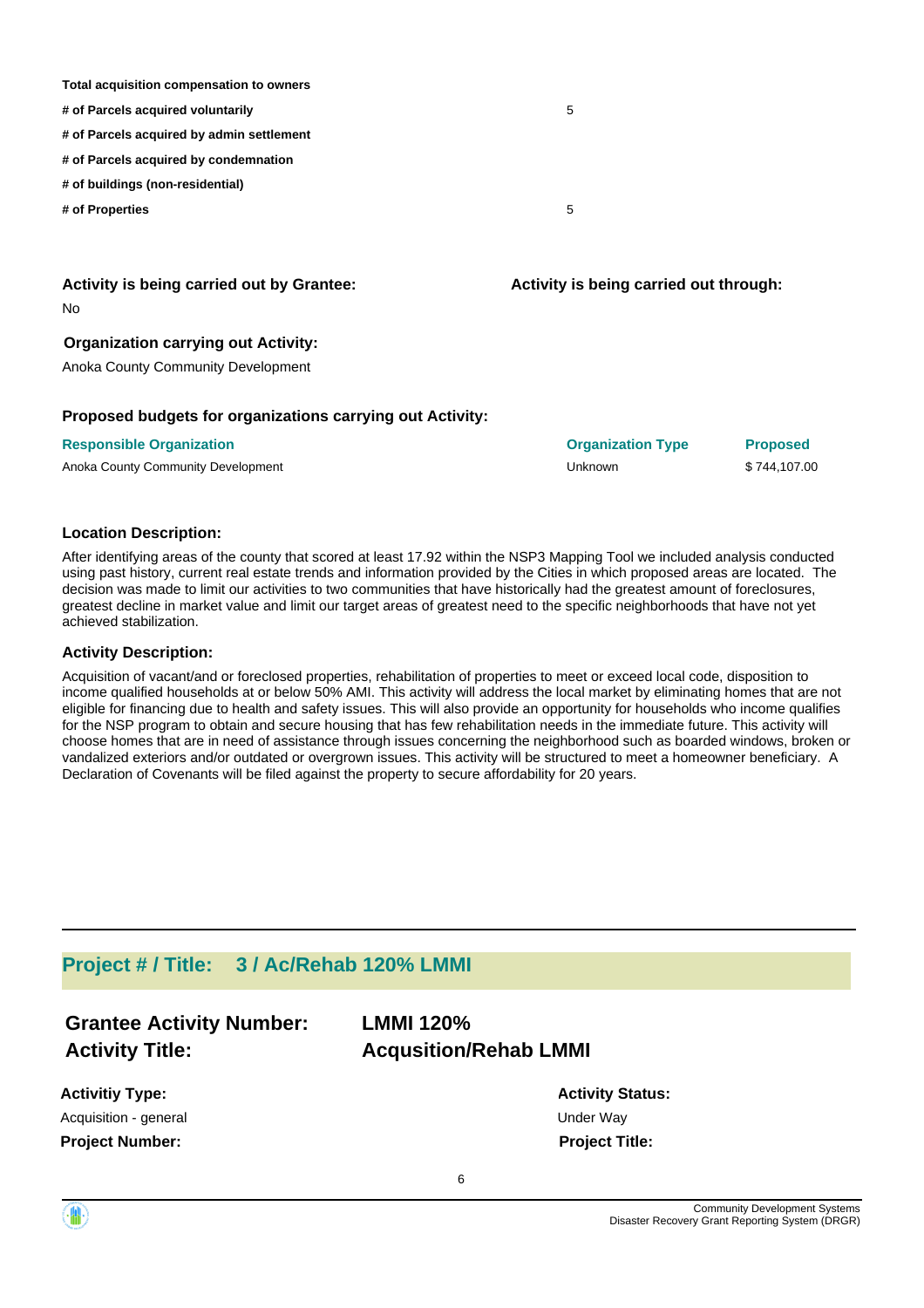| | |
|---|---|
| **Total acquisition compensation to owners** | |
| **# of Parcels acquired voluntarily** | 5 |
| **# of Parcels acquired by admin settlement** | |
| **# of Parcels acquired by condemnation** | |
| **# of buildings (non-residential)** | |
| **# of Properties** | 5 |

**Activity is being carried out by Grantee:**

No

**Activity is being carried out through:**

**Organization carrying out Activity:**

Anoka County Community Development

**Proposed budgets for organizations carrying out Activity:**

| Responsible Organization | Organization Type | Proposed |
|---|---|---|
| Anoka County Community Development | Unknown | $ 744,107.00 |

**Location Description:**

After identifying areas of the county that scored at least 17.92 within the NSP3 Mapping Tool we included analysis conducted using past history, current real estate trends and information provided by the Cities in which proposed areas are located. The decision was made to limit our activities to two communities that have historically had the greatest amount of foreclosures, greatest decline in market value and limit our target areas of greatest need to the specific neighborhoods that have not yet achieved stabilization.

**Activity Description:**

Acquisition of vacant/and or foreclosed properties, rehabilitation of properties to meet or exceed local code, disposition to income qualified households at or below 50% AMI. This activity will address the local market by eliminating homes that are not eligible for financing due to health and safety issues. This will also provide an opportunity for households who income qualifies for the NSP program to obtain and secure housing that has few rehabilitation needs in the immediate future. This activity will choose homes that are in need of assistance through issues concerning the neighborhood such as boarded windows, broken or vandalized exteriors and/or outdated or overgrown issues. This activity will be structured to meet a homeowner beneficiary. A Declaration of Covenants will be filed against the property to secure affordability for 20 years.

## Project # / Title: 3 / Ac/Rehab 120% LMMI

**Grantee Activity Number:** **LMMI 120%**

**Activity Title:** **Acqusition/Rehab LMMI**

**Activitiy Type:**

Acquisition - general

**Activity Status:**

Under Way

**Project Number:**

**Project Title:**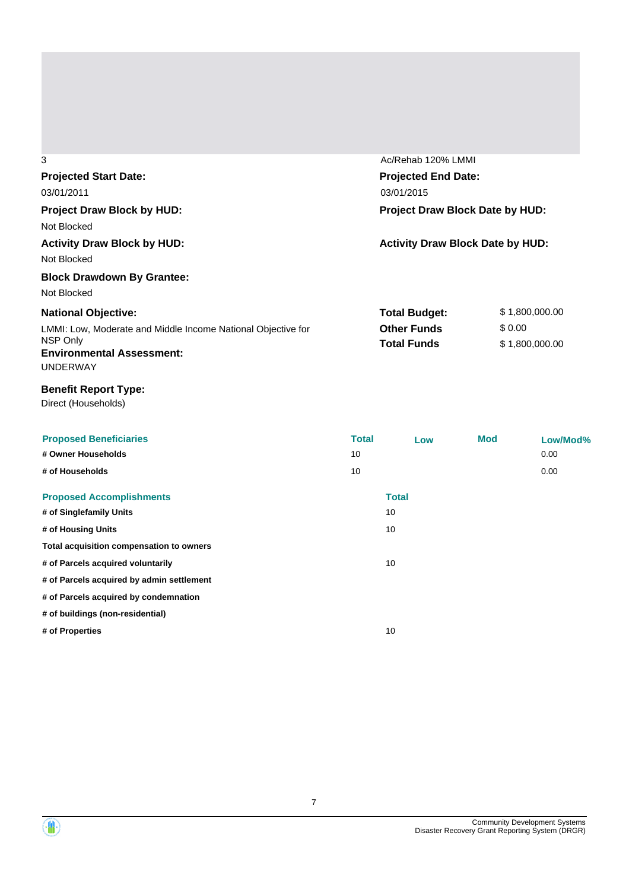3 | Ac/Rehab 120% LMMI

**Projected Start Date:**
03/01/2011

**Projected End Date:**
03/01/2015

**Project Draw Block by HUD:**
Not Blocked

**Project Draw Block Date by HUD:**

**Activity Draw Block by HUD:**
Not Blocked

**Activity Draw Block Date by HUD:**

**Block Drawdown By Grantee:**
Not Blocked

**National Objective:**
LMMI: Low, Moderate and Middle Income National Objective for NSP Only

| | |
|---|---|
| **Total Budget:** | $ 1,800,000.00 |
| **Other Funds** | $ 0.00 |
| **Total Funds** | $ 1,800,000.00 |

**Environmental Assessment:**
UNDERWAY

**Benefit Report Type:**
Direct (Households)

| Proposed Beneficiaries | Total | Low | Mod | Low/Mod% |
|---|---|---|---|---|
| # Owner Households | 10 | | | 0.00 |
| # of Households | 10 | | | 0.00 |

| Proposed Accomplishments | Total |
|---|---|
| # of Singlefamily Units | 10 |
| # of Housing Units | 10 |
| Total acquisition compensation to owners | |
| # of Parcels acquired voluntarily | 10 |
| # of Parcels acquired by admin settlement | |
| # of Parcels acquired by condemnation | |
| # of buildings (non-residential) | |
| # of Properties | 10 |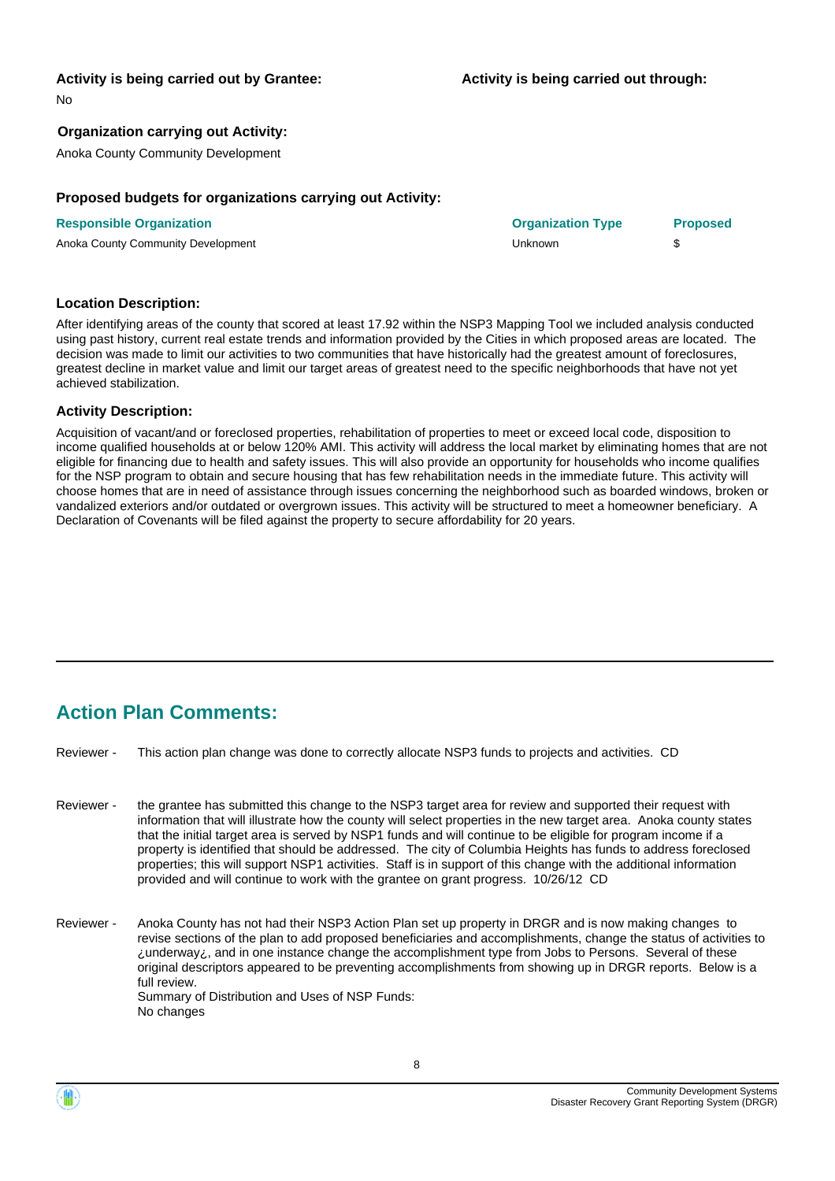**Activity is being carried out by Grantee:**

No

**Activity is being carried out through:**

**Organization carrying out Activity:**

Anoka County Community Development

**Proposed budgets for organizations carrying out Activity:**

| Responsible Organization | Organization Type | Proposed |
| --- | --- | --- |
| Anoka County Community Development | Unknown | $ |

**Location Description:**

After identifying areas of the county that scored at least 17.92 within the NSP3 Mapping Tool we included analysis conducted using past history, current real estate trends and information provided by the Cities in which proposed areas are located. The decision was made to limit our activities to two communities that have historically had the greatest amount of foreclosures, greatest decline in market value and limit our target areas of greatest need to the specific neighborhoods that have not yet achieved stabilization.

**Activity Description:**

Acquisition of vacant/and or foreclosed properties, rehabilitation of properties to meet or exceed local code, disposition to income qualified households at or below 120% AMI. This activity will address the local market by eliminating homes that are not eligible for financing due to health and safety issues. This will also provide an opportunity for households who income qualifies for the NSP program to obtain and secure housing that has few rehabilitation needs in the immediate future. This activity will choose homes that are in need of assistance through issues concerning the neighborhood such as boarded windows, broken or vandalized exteriors and/or outdated or overgrown issues. This activity will be structured to meet a homeowner beneficiary. A Declaration of Covenants will be filed against the property to secure affordability for 20 years.

## Action Plan Comments:

Reviewer - This action plan change was done to correctly allocate NSP3 funds to projects and activities. CD

Reviewer - the grantee has submitted this change to the NSP3 target area for review and supported their request with information that will illustrate how the county will select properties in the new target area. Anoka county states that the initial target area is served by NSP1 funds and will continue to be eligible for program income if a property is identified that should be addressed. The city of Columbia Heights has funds to address foreclosed properties; this will support NSP1 activities. Staff is in support of this change with the additional information provided and will continue to work with the grantee on grant progress. 10/26/12 CD

Reviewer - Anoka County has not had their NSP3 Action Plan set up property in DRGR and is now making changes to revise sections of the plan to add proposed beneficiaries and accomplishments, change the status of activities to ¿underway¿, and in one instance change the accomplishment type from Jobs to Persons. Several of these original descriptors appeared to be preventing accomplishments from showing up in DRGR reports. Below is a full review.
Summary of Distribution and Uses of NSP Funds:
No changes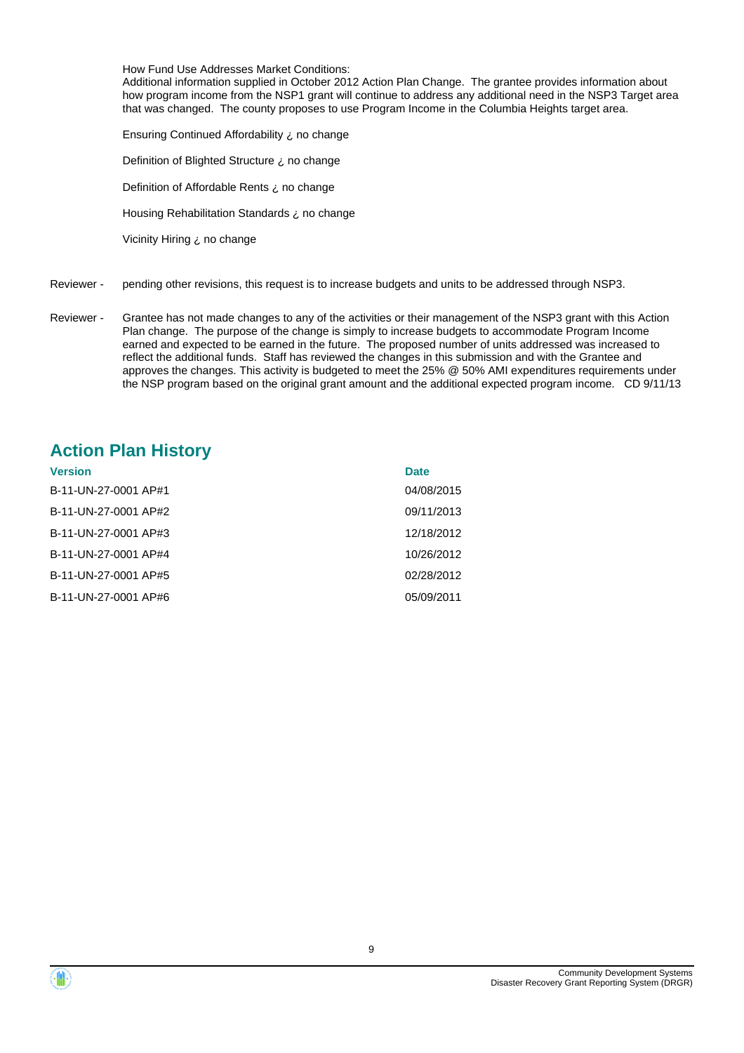How Fund Use Addresses Market Conditions:
Additional information supplied in October 2012 Action Plan Change. The grantee provides information about how program income from the NSP1 grant will continue to address any additional need in the NSP3 Target area that was changed. The county proposes to use Program Income in the Columbia Heights target area.

Ensuring Continued Affordability ¿ no change

Definition of Blighted Structure ¿ no change

Definition of Affordable Rents ¿ no change

Housing Rehabilitation Standards ¿ no change

Vicinity Hiring ¿ no change

Reviewer - pending other revisions, this request is to increase budgets and units to be addressed through NSP3.

Reviewer - Grantee has not made changes to any of the activities or their management of the NSP3 grant with this Action Plan change. The purpose of the change is simply to increase budgets to accommodate Program Income earned and expected to be earned in the future. The proposed number of units addressed was increased to reflect the additional funds. Staff has reviewed the changes in this submission and with the Grantee and approves the changes. This activity is budgeted to meet the 25% @ 50% AMI expenditures requirements under the NSP program based on the original grant amount and the additional expected program income. CD 9/11/13

## Action Plan History

| Version | Date |
| --- | --- |
| B-11-UN-27-0001 AP#1 | 04/08/2015 |
| B-11-UN-27-0001 AP#2 | 09/11/2013 |
| B-11-UN-27-0001 AP#3 | 12/18/2012 |
| B-11-UN-27-0001 AP#4 | 10/26/2012 |
| B-11-UN-27-0001 AP#5 | 02/28/2012 |
| B-11-UN-27-0001 AP#6 | 05/09/2011 |